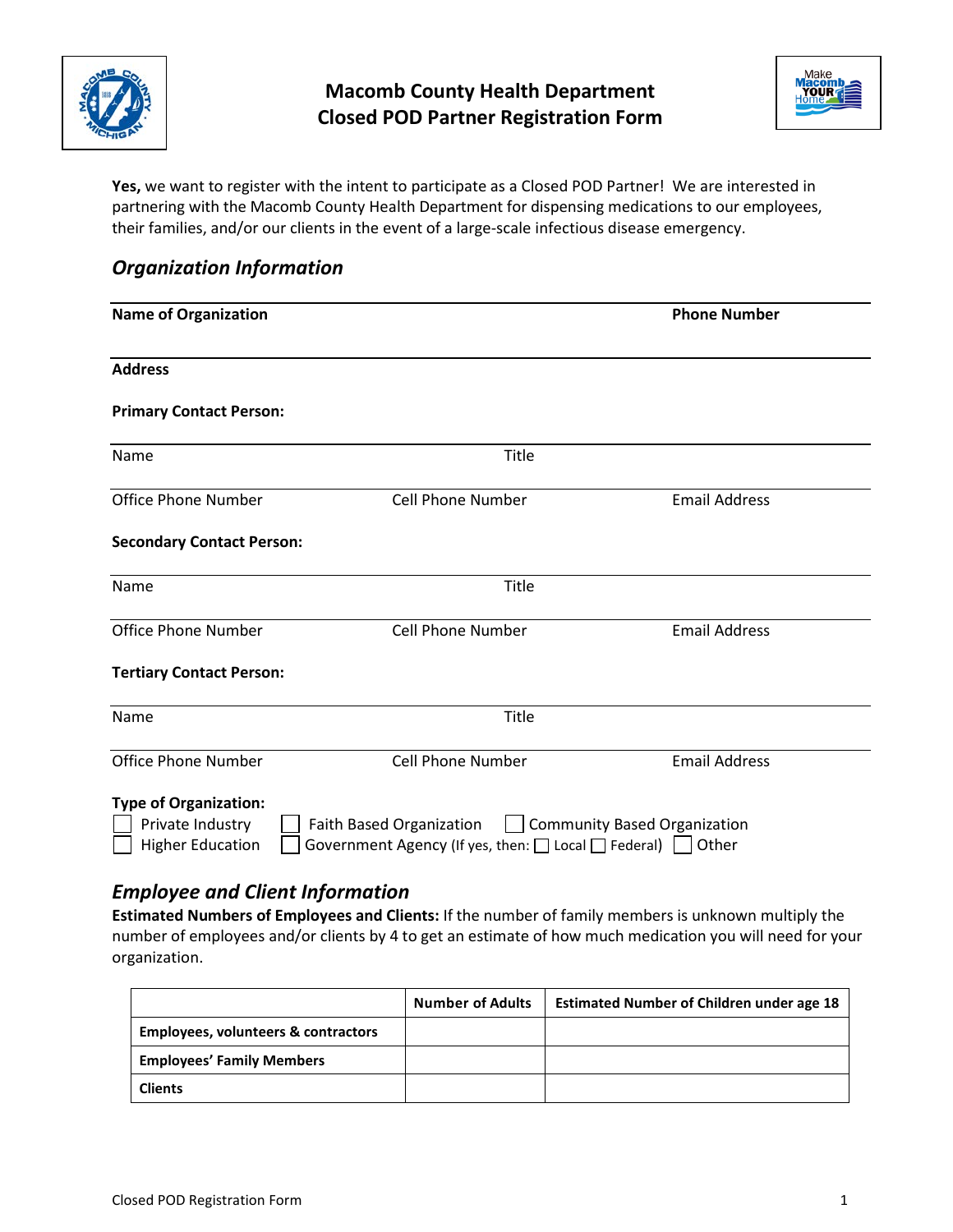# Macomb County Health Department
# Closed POD Partner Registration Form

**Yes,** we want to register with the intent to participate as a Closed POD Partner! We are interested in partnering with the Macomb County Health Department for dispensing medications to our employees, their families, and/or our clients in the event of a large-scale infectious disease emergency.

## *Organization Information*

**Name of Organization** | **Phone Number**

**Address**

**Primary Contact Person:**

Name | Title

Office Phone Number | Cell Phone Number | Email Address

**Secondary Contact Person:**

Name | Title

Office Phone Number | Cell Phone Number | Email Address

**Tertiary Contact Person:**

Name | Title

Office Phone Number | Cell Phone Number | Email Address

**Type of Organization:**

- ☐ Private Industry
- ☐ Faith Based Organization
- ☐ Community Based Organization
- ☐ Higher Education
- ☐ Government Agency (If yes, then: ☐ Local ☐ Federal)
- ☐ Other

## *Employee and Client Information*

**Estimated Numbers of Employees and Clients:** If the number of family members is unknown multiply the number of employees and/or clients by 4 to get an estimate of how much medication you will need for your organization.

| | **Number of Adults** | **Estimated Number of Children under age 18** |
|---|---|---|
| **Employees, volunteers & contractors** | | |
| **Employees' Family Members** | | |
| **Clients** | | |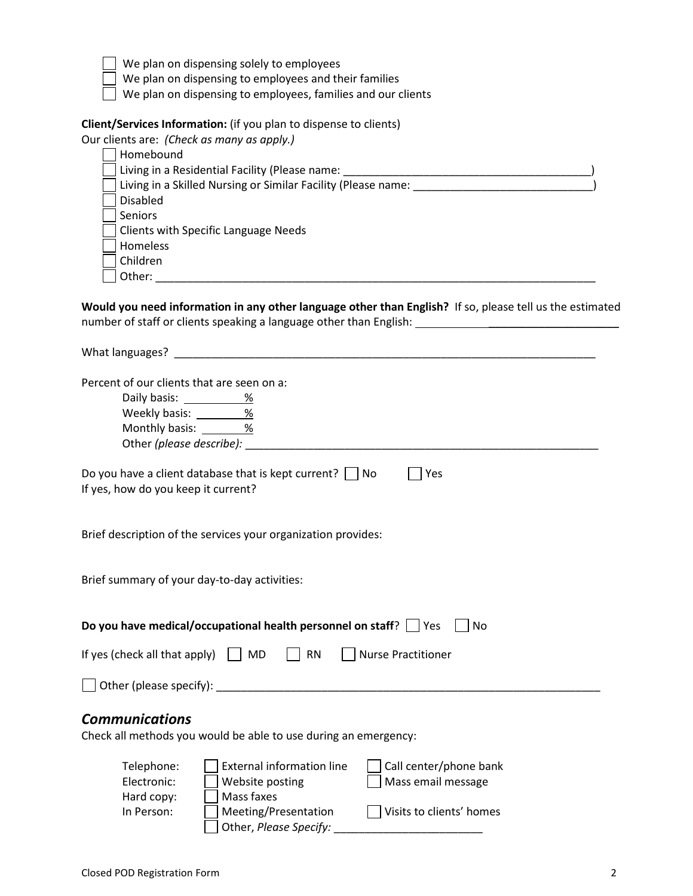- [ ] We plan on dispensing solely to employees
- [ ] We plan on dispensing to employees and their families
- [ ] We plan on dispensing to employees, families and our clients

**Client/Services Information:** (if you plan to dispense to clients)

Our clients are: *(Check as many as apply.)*

- [ ] Homebound
- [ ] Living in a Residential Facility (Please name: ________________________________________)
- [ ] Living in a Skilled Nursing or Similar Facility (Please name: ____________________________)
- [ ] Disabled
- [ ] Seniors
- [ ] Clients with Specific Language Needs
- [ ] Homeless
- [ ] Children
- [ ] Other: ________________________________________________________________________

**Would you need information in any other language other than English?** If so, please tell us the estimated number of staff or clients speaking a language other than English: ________________________________

What languages? ____________________________________________________________________

Percent of our clients that are seen on a:

Daily basis: ________%

Weekly basis: ________%

Monthly basis: ________%

Other *(please describe):* ________________________________________________________

Do you have a client database that is kept current? [ ] No [ ] Yes

If yes, how do you keep it current?

Brief description of the services your organization provides:

Brief summary of your day-to-day activities:

**Do you have medical/occupational health personnel on staff**? [ ] Yes [ ] No

If yes (check all that apply) [ ] MD [ ] RN [ ] Nurse Practitioner

[ ] Other (please specify): ____________________________________________________________

## *Communications*

Check all methods you would be able to use during an emergency:

| | | |
|---|---|---|
| Telephone: | [ ] External information line | [ ] Call center/phone bank |
| Electronic: | [ ] Website posting | [ ] Mass email message |
| Hard copy: | [ ] Mass faxes | |
| In Person: | [ ] Meeting/Presentation | [ ] Visits to clients' homes |
| | [ ] Other, *Please Specify:* _______________________ | |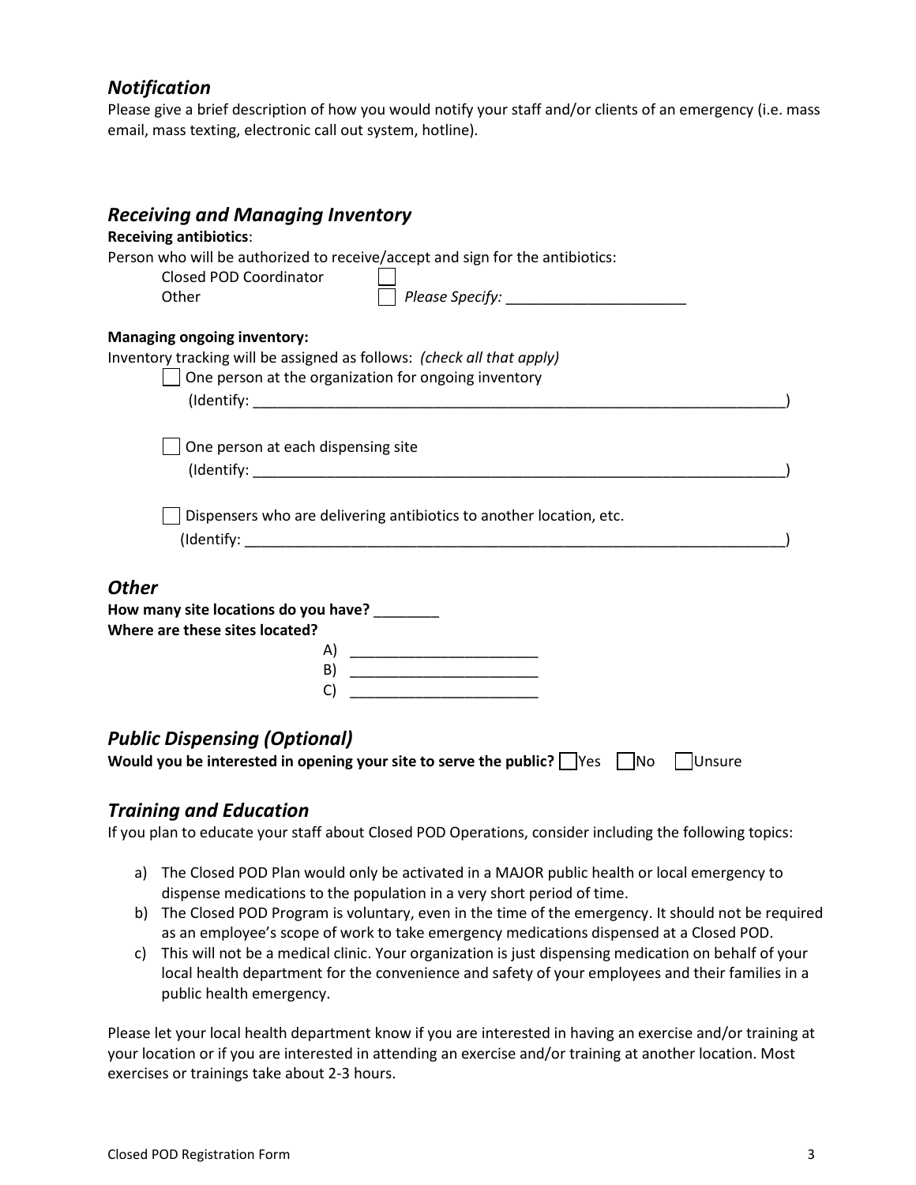## *Notification*

Please give a brief description of how you would notify your staff and/or clients of an emergency (i.e. mass email, mass texting, electronic call out system, hotline).

## *Receiving and Managing Inventory*

**Receiving antibiotics**:

Person who will be authorized to receive/accept and sign for the antibiotics:

Closed POD Coordinator ☐
Other ☐ *Please Specify:* ______________________

**Managing ongoing inventory:**

Inventory tracking will be assigned as follows: *(check all that apply)*

☐ One person at the organization for ongoing inventory
(Identify: ____________________________________________________________________)

☐ One person at each dispensing site
(Identify: ____________________________________________________________________)

☐ Dispensers who are delivering antibiotics to another location, etc.
(Identify: ____________________________________________________________________)

## *Other*

**How many site locations do you have?** ________

**Where are these sites located?**

A) ______________________
B) ______________________
C) ______________________

## *Public Dispensing (Optional)*

**Would you be interested in opening your site to serve the public?** ☐ Yes ☐ No ☐ Unsure

## *Training and Education*

If you plan to educate your staff about Closed POD Operations, consider including the following topics:

a) The Closed POD Plan would only be activated in a MAJOR public health or local emergency to dispense medications to the population in a very short period of time.
b) The Closed POD Program is voluntary, even in the time of the emergency. It should not be required as an employee's scope of work to take emergency medications dispensed at a Closed POD.
c) This will not be a medical clinic. Your organization is just dispensing medication on behalf of your local health department for the convenience and safety of your employees and their families in a public health emergency.

Please let your local health department know if you are interested in having an exercise and/or training at your location or if you are interested in attending an exercise and/or training at another location. Most exercises or trainings take about 2-3 hours.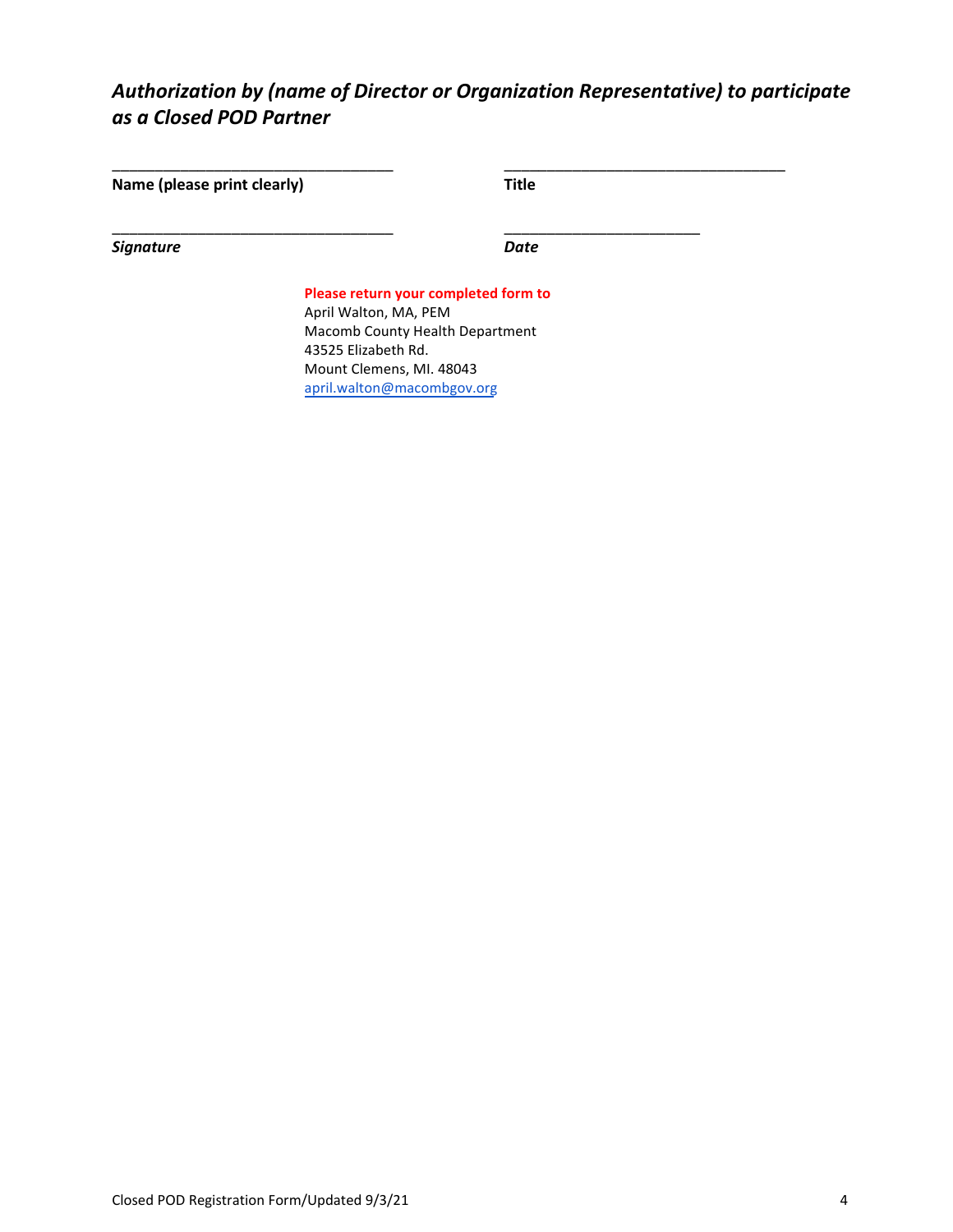## *Authorization by (name of Director or Organization Representative) to participate as a Closed POD Partner*

_________________________________ &nbsp;&nbsp;&nbsp;&nbsp;&nbsp;&nbsp;&nbsp;&nbsp;&nbsp;&nbsp; _________________________________
**Name (please print clearly)** &nbsp;&nbsp;&nbsp;&nbsp;&nbsp;&nbsp;&nbsp;&nbsp;&nbsp;&nbsp;&nbsp;&nbsp;&nbsp;&nbsp;&nbsp;&nbsp;&nbsp;&nbsp;&nbsp;&nbsp;&nbsp;&nbsp;&nbsp;&nbsp; **Title**

_________________________________ &nbsp;&nbsp;&nbsp;&nbsp;&nbsp;&nbsp;&nbsp;&nbsp;&nbsp;&nbsp; ________________________
***Signature*** &nbsp;&nbsp;&nbsp;&nbsp;&nbsp;&nbsp;&nbsp;&nbsp;&nbsp;&nbsp;&nbsp;&nbsp;&nbsp;&nbsp;&nbsp;&nbsp;&nbsp;&nbsp;&nbsp;&nbsp;&nbsp;&nbsp;&nbsp;&nbsp;&nbsp;&nbsp;&nbsp;&nbsp;&nbsp;&nbsp;&nbsp;&nbsp;&nbsp;&nbsp;&nbsp;&nbsp;&nbsp;&nbsp;&nbsp;&nbsp;&nbsp;&nbsp;&nbsp;&nbsp;&nbsp;&nbsp;&nbsp;&nbsp;&nbsp; ***Date***

**Please return your completed form to**
April Walton, MA, PEM
Macomb County Health Department
43525 Elizabeth Rd.
Mount Clemens, MI. 48043
april.walton@macombgov.org